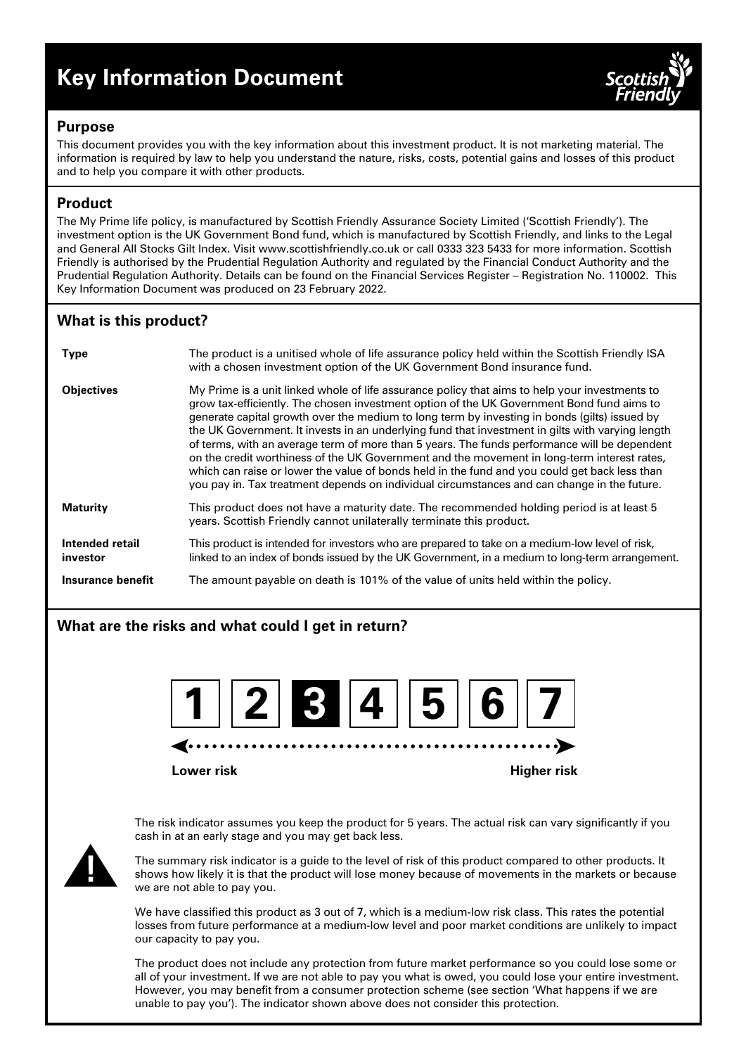# Key Information Document

## Purpose

This document provides you with the key information about this investment product. It is not marketing material. The information is required by law to help you understand the nature, risks, costs, potential gains and losses of this product and to help you compare it with other products.

## Product

The My Prime life policy, is manufactured by Scottish Friendly Assurance Society Limited ('Scottish Friendly'). The investment option is the UK Government Bond fund, which is manufactured by Scottish Friendly, and links to the Legal and General All Stocks Gilt Index. Visit www.scottishfriendly.co.uk or call 0333 323 5433 for more information. Scottish Friendly is authorised by the Prudential Regulation Authority and regulated by the Financial Conduct Authority and the Prudential Regulation Authority. Details can be found on the Financial Services Register – Registration No. 110002. This Key Information Document was produced on 23 February 2022.

## What is this product?

| | |
|---|---|
| **Type** | The product is a unitised whole of life assurance policy held within the Scottish Friendly ISA with a chosen investment option of the UK Government Bond insurance fund. |
| **Objectives** | My Prime is a unit linked whole of life assurance policy that aims to help your investments to grow tax-efficiently. The chosen investment option of the UK Government Bond fund aims to generate capital growth over the medium to long term by investing in bonds (gilts) issued by the UK Government. It invests in an underlying fund that investment in gilts with varying length of terms, with an average term of more than 5 years. The funds performance will be dependent on the credit worthiness of the UK Government and the movement in long-term interest rates, which can raise or lower the value of bonds held in the fund and you could get back less than you pay in. Tax treatment depends on individual circumstances and can change in the future. |
| **Maturity** | This product does not have a maturity date. The recommended holding period is at least 5 years. Scottish Friendly cannot unilaterally terminate this product. |
| **Intended retail investor** | This product is intended for investors who are prepared to take on a medium-low level of risk, linked to an index of bonds issued by the UK Government, in a medium to long-term arrangement. |
| **Insurance benefit** | The amount payable on death is 101% of the value of units held within the policy. |

## What are the risks and what could I get in return?

1 2 **3** 4 5 6 7

Lower risk — Higher risk

The risk indicator assumes you keep the product for 5 years. The actual risk can vary significantly if you cash in at an early stage and you may get back less.

The summary risk indicator is a guide to the level of risk of this product compared to other products. It shows how likely it is that the product will lose money because of movements in the markets or because we are not able to pay you.

We have classified this product as 3 out of 7, which is a medium-low risk class. This rates the potential losses from future performance at a medium-low level and poor market conditions are unlikely to impact our capacity to pay you.

The product does not include any protection from future market performance so you could lose some or all of your investment. If we are not able to pay you what is owed, you could lose your entire investment. However, you may benefit from a consumer protection scheme (see section 'What happens if we are unable to pay you'). The indicator shown above does not consider this protection.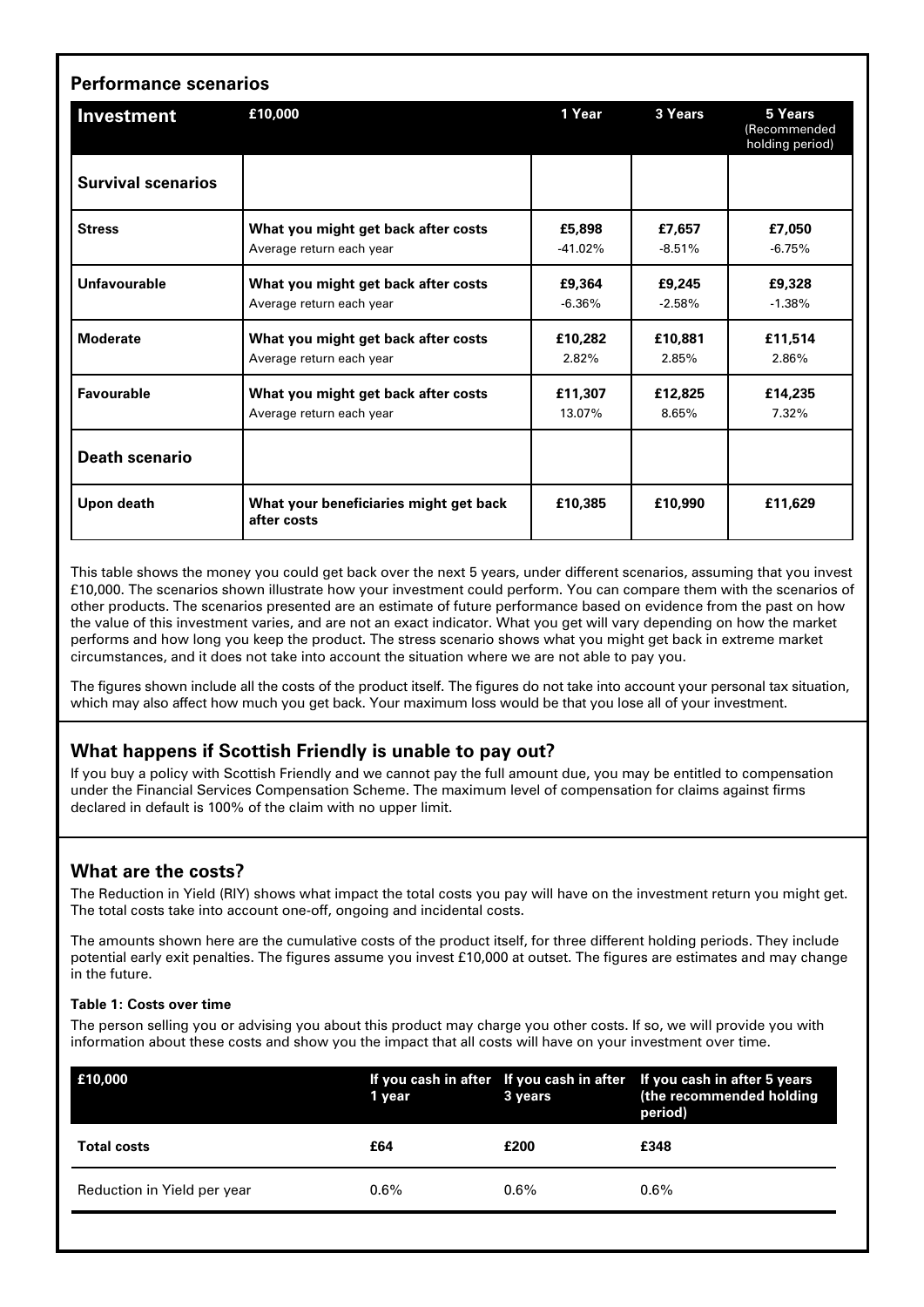## Performance scenarios

| Investment | £10,000 | 1 Year | 3 Years | 5 Years (Recommended holding period) |
|---|---|---|---|---|
| **Survival scenarios** | | | | |
| **Stress** | **What you might get back after costs**<br>Average return each year | **£5,898**<br>-41.02% | **£7,657**<br>-8.51% | **£7,050**<br>-6.75% |
| **Unfavourable** | **What you might get back after costs**<br>Average return each year | **£9,364**<br>-6.36% | **£9,245**<br>-2.58% | **£9,328**<br>-1.38% |
| **Moderate** | **What you might get back after costs**<br>Average return each year | **£10,282**<br>2.82% | **£10,881**<br>2.85% | **£11,514**<br>2.86% |
| **Favourable** | **What you might get back after costs**<br>Average return each year | **£11,307**<br>13.07% | **£12,825**<br>8.65% | **£14,235**<br>7.32% |
| **Death scenario** | | | | |
| **Upon death** | **What your beneficiaries might get back after costs** | **£10,385** | **£10,990** | **£11,629** |

This table shows the money you could get back over the next 5 years, under different scenarios, assuming that you invest £10,000. The scenarios shown illustrate how your investment could perform. You can compare them with the scenarios of other products. The scenarios presented are an estimate of future performance based on evidence from the past on how the value of this investment varies, and are not an exact indicator. What you get will vary depending on how the market performs and how long you keep the product. The stress scenario shows what you might get back in extreme market circumstances, and it does not take into account the situation where we are not able to pay you.

The figures shown include all the costs of the product itself. The figures do not take into account your personal tax situation, which may also affect how much you get back. Your maximum loss would be that you lose all of your investment.

## What happens if Scottish Friendly is unable to pay out?

If you buy a policy with Scottish Friendly and we cannot pay the full amount due, you may be entitled to compensation under the Financial Services Compensation Scheme. The maximum level of compensation for claims against firms declared in default is 100% of the claim with no upper limit.

## What are the costs?

The Reduction in Yield (RIY) shows what impact the total costs you pay will have on the investment return you might get. The total costs take into account one-off, ongoing and incidental costs.

The amounts shown here are the cumulative costs of the product itself, for three different holding periods. They include potential early exit penalties. The figures assume you invest £10,000 at outset. The figures are estimates and may change in the future.

#### Table 1: Costs over time

The person selling you or advising you about this product may charge you other costs. If so, we will provide you with information about these costs and show you the impact that all costs will have on your investment over time.

| £10,000 | If you cash in after 1 year | If you cash in after 3 years | If you cash in after 5 years (the recommended holding period) |
|---|---|---|---|
| **Total costs** | **£64** | **£200** | **£348** |
| Reduction in Yield per year | 0.6% | 0.6% | 0.6% |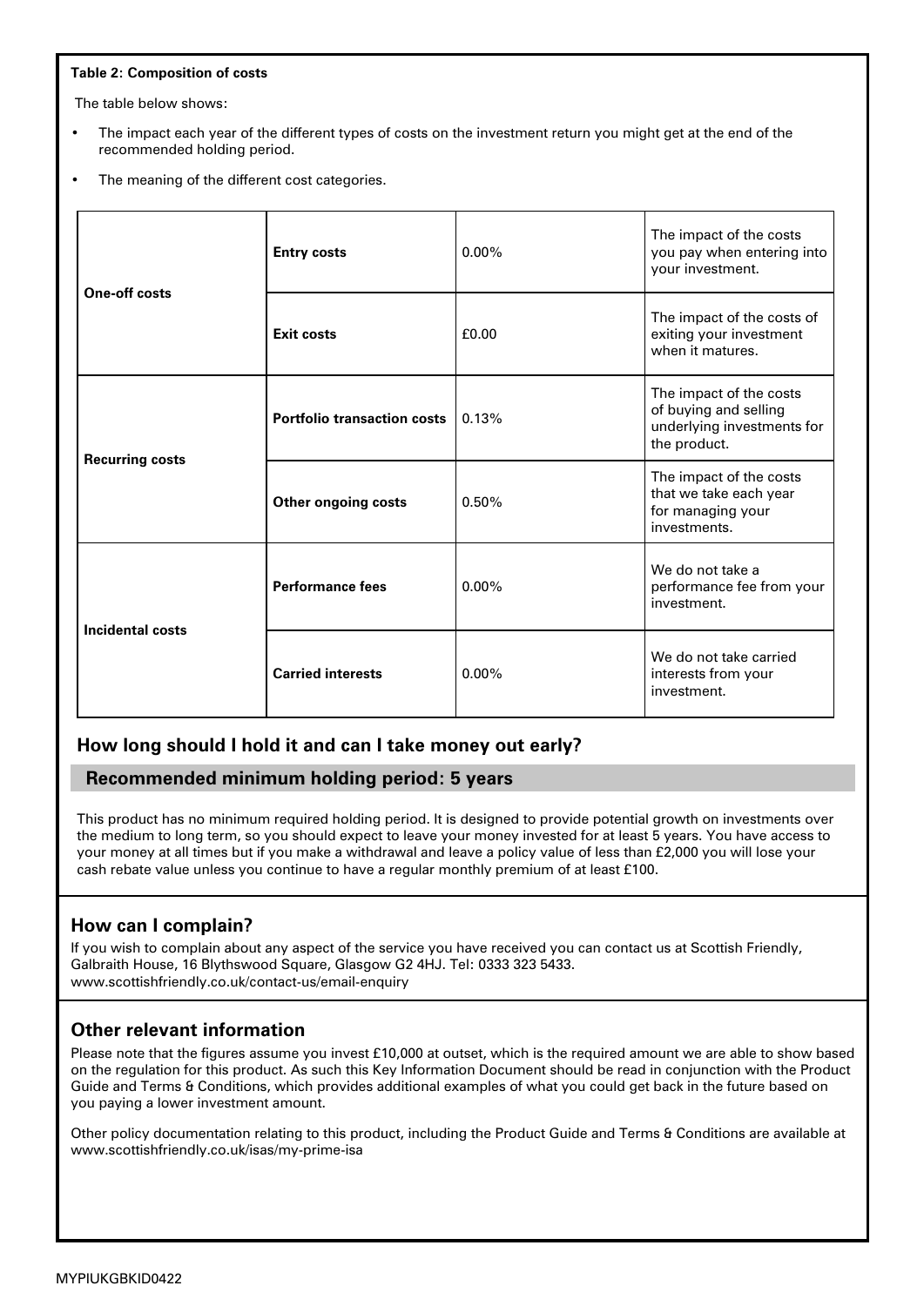**Table 2: Composition of costs**

The table below shows:

- The impact each year of the different types of costs on the investment return you might get at the end of the recommended holding period.
- The meaning of the different cost categories.

| | | | |
|---|---|---|---|
| **One-off costs** | **Entry costs** | 0.00% | The impact of the costs you pay when entering into your investment. |
| | **Exit costs** | £0.00 | The impact of the costs of exiting your investment when it matures. |
| **Recurring costs** | **Portfolio transaction costs** | 0.13% | The impact of the costs of buying and selling underlying investments for the product. |
| | **Other ongoing costs** | 0.50% | The impact of the costs that we take each year for managing your investments. |
| **Incidental costs** | **Performance fees** | 0.00% | We do not take a performance fee from your investment. |
| | **Carried interests** | 0.00% | We do not take carried interests from your investment. |

## How long should I hold it and can I take money out early?

### Recommended minimum holding period: 5 years

This product has no minimum required holding period. It is designed to provide potential growth on investments over the medium to long term, so you should expect to leave your money invested for at least 5 years. You have access to your money at all times but if you make a withdrawal and leave a policy value of less than £2,000 you will lose your cash rebate value unless you continue to have a regular monthly premium of at least £100.

## How can I complain?

If you wish to complain about any aspect of the service you have received you can contact us at Scottish Friendly, Galbraith House, 16 Blythswood Square, Glasgow G2 4HJ. Tel: 0333 323 5433.
www.scottishfriendly.co.uk/contact-us/email-enquiry

## Other relevant information

Please note that the figures assume you invest £10,000 at outset, which is the required amount we are able to show based on the regulation for this product. As such this Key Information Document should be read in conjunction with the Product Guide and Terms & Conditions, which provides additional examples of what you could get back in the future based on you paying a lower investment amount.

Other policy documentation relating to this product, including the Product Guide and Terms & Conditions are available at www.scottishfriendly.co.uk/isas/my-prime-isa

MYPIUKGBKID0422